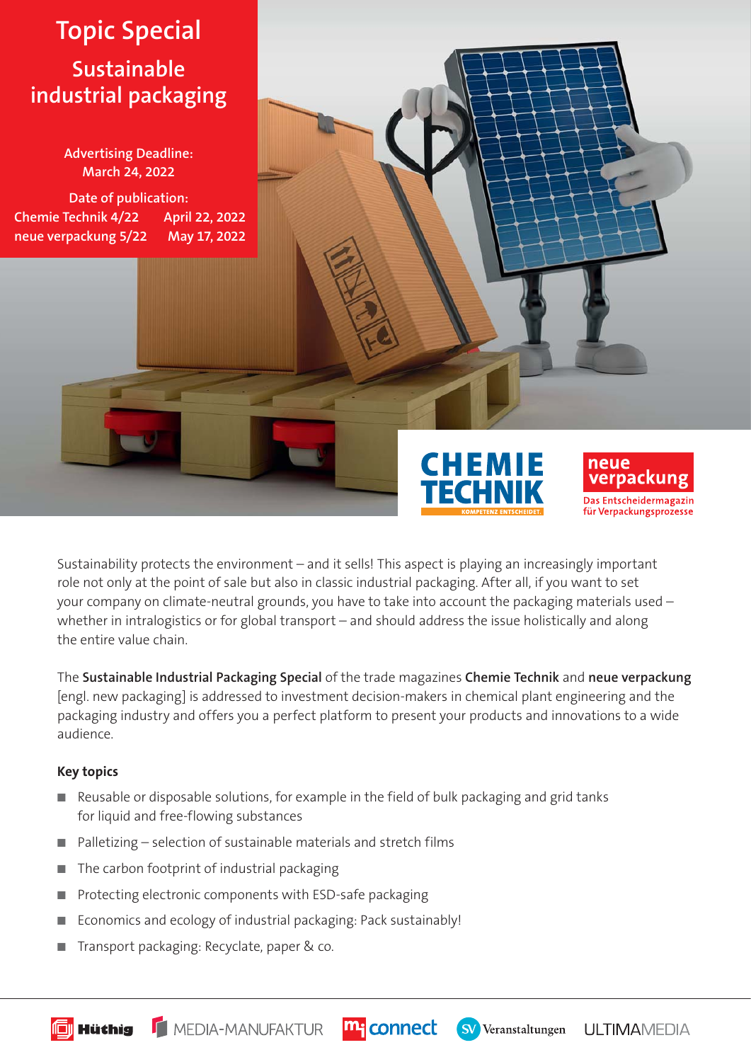# Topic Special

## Sustainable industrial packaging

**Advertising Deadline:**
March 24, 2022

**Date of publication:**

| | |
|---|---|
| Chemie Technik 4/22 | April 22, 2022 |
| neue verpackung 5/22 | May 17, 2022 |

CHEMIE TECHNIK
KOMPETENZ ENTSCHEIDET.

neue verpackung
Das Entscheidermagazin für Verpackungsprozesse

Sustainability protects the environment – and it sells! This aspect is playing an increasingly important role not only at the point of sale but also in classic industrial packaging. After all, if you want to set your company on climate-neutral grounds, you have to take into account the packaging materials used – whether in intralogistics or for global transport – and should address the issue holistically and along the entire value chain.

The **Sustainable Industrial Packaging Special** of the trade magazines **Chemie Technik** and **neue verpackung** [engl. new packaging] is addressed to investment decision-makers in chemical plant engineering and the packaging industry and offers you a perfect platform to present your products and innovations to a wide audience.

### Key topics

- Reusable or disposable solutions, for example in the field of bulk packaging and grid tanks for liquid and free-flowing substances
- Palletizing – selection of sustainable materials and stretch films
- The carbon footprint of industrial packaging
- Protecting electronic components with ESD-safe packaging
- Economics and ecology of industrial packaging: Pack sustainably!
- Transport packaging: Recyclate, paper & co.

Hüthig MEDIA-MANUFAKTUR mi connect SV Veranstaltungen ULTIMAMEDIA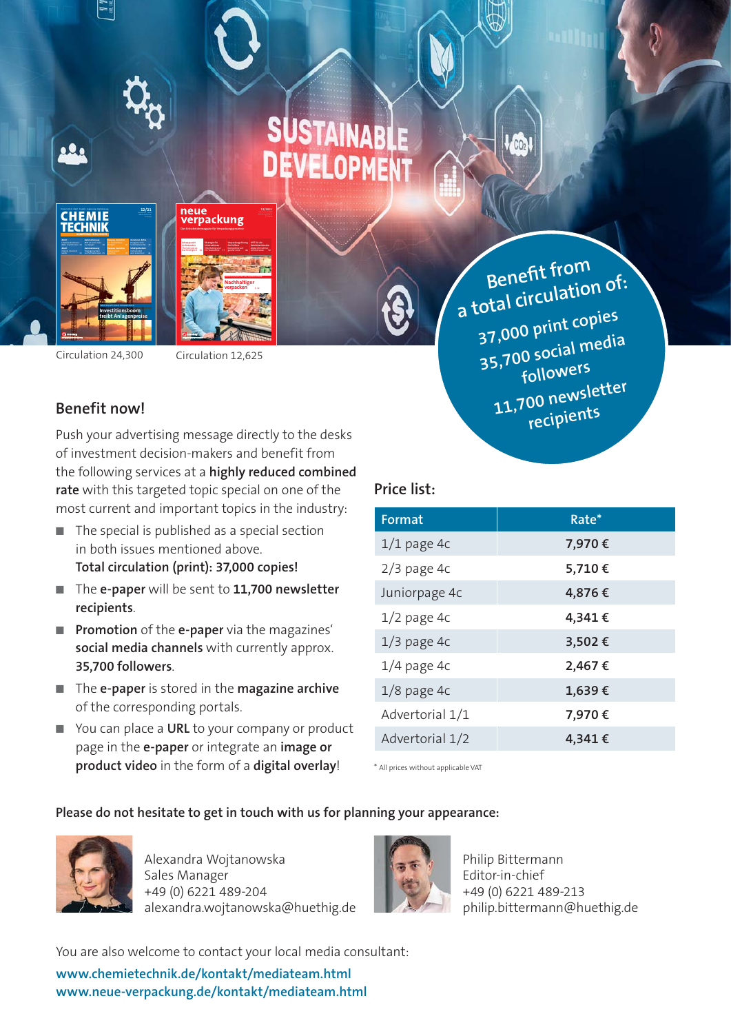# SUSTAINABLE DEVELOPMENT

Circulation 24,300

Circulation 12,625

Benefit from a total circulation of:
37,000 print copies
35,700 social media followers
11,700 newsletter recipients

## Benefit now!

Push your advertising message directly to the desks of investment decision-makers and benefit from the following services at a **highly reduced combined rate** with this targeted topic special on one of the most current and important topics in the industry:

- The special is published as a special section in both issues mentioned above.
  **Total circulation (print): 37,000 copies!**
- The **e-paper** will be sent to **11,700 newsletter recipients**.
- **Promotion** of the **e-paper** via the magazines' **social media channels** with currently approx. **35,700 followers**.
- The **e-paper** is stored in the **magazine archive** of the corresponding portals.
- You can place a **URL** to your company or product page in the **e-paper** or integrate an **image or product video** in the form of a **digital overlay**!

## Price list:

| Format | Rate* |
|---|---|
| 1/1 page 4c | **7,970 €** |
| 2/3 page 4c | **5,710 €** |
| Juniorpage 4c | **4,876 €** |
| 1/2 page 4c | **4,341 €** |
| 1/3 page 4c | **3,502 €** |
| 1/4 page 4c | **2,467 €** |
| 1/8 page 4c | **1,639 €** |
| Advertorial 1/1 | **7,970 €** |
| Advertorial 1/2 | **4,341 €** |

* All prices without applicable VAT

**Please do not hesitate to get in touch with us for planning your appearance:**

Alexandra Wojtanowska
Sales Manager
+49 (0) 6221 489-204
alexandra.wojtanowska@huethig.de

Philip Bittermann
Editor-in-chief
+49 (0) 6221 489-213
philip.bittermann@huethig.de

You are also welcome to contact your local media consultant:

**www.chemietechnik.de/kontakt/mediateam.html**
**www.neue-verpackung.de/kontakt/mediateam.html**